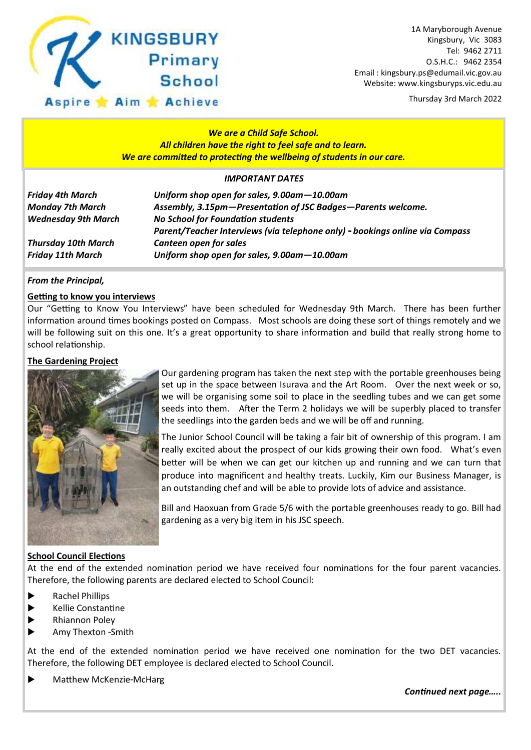# KINGSBURY Primary School

Aspire ★ Aim ★ Achieve

1A Maryborough Avenue
Kingsbury, Vic 3083
Tel: 9462 2711
O.S.H.C.: 9462 2354
Email : kingsbury.ps@edumail.vic.gov.au
Website: www.kingsburyps.vic.edu.au

Thursday 3rd March 2022

***We are a Child Safe School.***
***All children have the right to feel safe and to learn.***
***We are committed to protecting the wellbeing of students in our care.***

***IMPORTANT DATES***

| | |
|---|---|
| ***Friday 4th March*** | ***Uniform shop open for sales, 9.00am—10.00am*** |
| ***Monday 7th March*** | ***Assembly, 3.15pm—Presentation of JSC Badges—Parents welcome.*** |
| ***Wednesday 9th March*** | ***No School for Foundation students*** |
| | ***Parent/Teacher Interviews (via telephone only) - bookings online via Compass*** |
| ***Thursday 10th March*** | ***Canteen open for sales*** |
| ***Friday 11th March*** | ***Uniform shop open for sales, 9.00am—10.00am*** |

***From the Principal,***

## Getting to know you interviews

Our "Getting to Know You Interviews" have been scheduled for Wednesday 9th March. There has been further information around times bookings posted on Compass. Most schools are doing these sort of things remotely and we will be following suit on this one. It's a great opportunity to share information and build that really strong home to school relationship.

## The Gardening Project

Our gardening program has taken the next step with the portable greenhouses being set up in the space between Isurava and the Art Room. Over the next week or so, we will be organising some soil to place in the seedling tubes and we can get some seeds into them. After the Term 2 holidays we will be superbly placed to transfer the seedlings into the garden beds and we will be off and running.

The Junior School Council will be taking a fair bit of ownership of this program. I am really excited about the prospect of our kids growing their own food. What's even better will be when we can get our kitchen up and running and we can turn that produce into magnificent and healthy treats. Luckily, Kim our Business Manager, is an outstanding chef and will be able to provide lots of advice and assistance.

Bill and Haoxuan from Grade 5/6 with the portable greenhouses ready to go. Bill had gardening as a very big item in his JSC speech.

## School Council Elections

At the end of the extended nomination period we have received four nominations for the four parent vacancies. Therefore, the following parents are declared elected to School Council:

- Rachel Phillips
- Kellie Constantine
- Rhiannon Poley
- Amy Thexton -Smith

At the end of the extended nomination period we have received one nomination for the two DET vacancies. Therefore, the following DET employee is declared elected to School Council.

- Matthew McKenzie-McHarg

***Continued next page…..***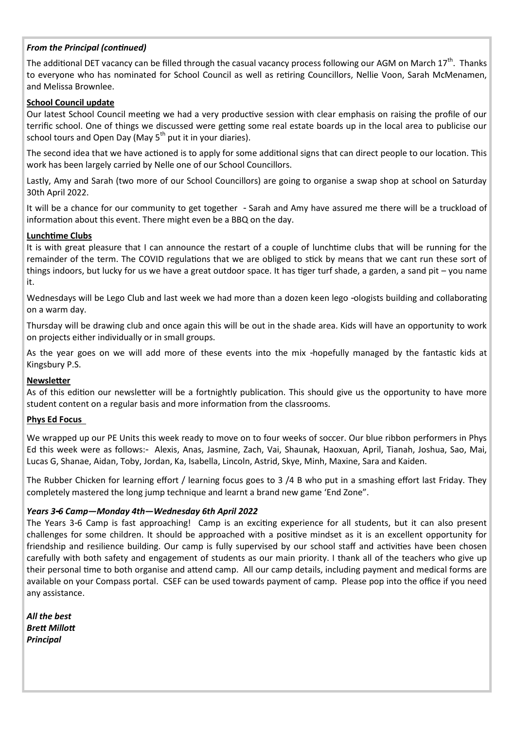***From the Principal (continued)***

The additional DET vacancy can be filled through the casual vacancy process following our AGM on March 17th. Thanks to everyone who has nominated for School Council as well as retiring Councillors, Nellie Voon, Sarah McMenamen, and Melissa Brownlee.

**School Council update**

Our latest School Council meeting we had a very productive session with clear emphasis on raising the profile of our terrific school. One of things we discussed were getting some real estate boards up in the local area to publicise our school tours and Open Day (May 5th put it in your diaries).

The second idea that we have actioned is to apply for some additional signs that can direct people to our location. This work has been largely carried by Nelle one of our School Councillors.

Lastly, Amy and Sarah (two more of our School Councillors) are going to organise a swap shop at school on Saturday 30th April 2022.

It will be a chance for our community to get together - Sarah and Amy have assured me there will be a truckload of information about this event. There might even be a BBQ on the day.

**Lunchtime Clubs**

It is with great pleasure that I can announce the restart of a couple of lunchtime clubs that will be running for the remainder of the term. The COVID regulations that we are obliged to stick by means that we cant run these sort of things indoors, but lucky for us we have a great outdoor space. It has tiger turf shade, a garden, a sand pit – you name it.

Wednesdays will be Lego Club and last week we had more than a dozen keen lego -ologists building and collaborating on a warm day.

Thursday will be drawing club and once again this will be out in the shade area. Kids will have an opportunity to work on projects either individually or in small groups.

As the year goes on we will add more of these events into the mix -hopefully managed by the fantastic kids at Kingsbury P.S.

**Newsletter**

As of this edition our newsletter will be a fortnightly publication. This should give us the opportunity to have more student content on a regular basis and more information from the classrooms.

**Phys Ed Focus**

We wrapped up our PE Units this week ready to move on to four weeks of soccer. Our blue ribbon performers in Phys Ed this week were as follows:- Alexis, Anas, Jasmine, Zach, Vai, Shaunak, Haoxuan, April, Tianah, Joshua, Sao, Mai, Lucas G, Shanae, Aidan, Toby, Jordan, Ka, Isabella, Lincoln, Astrid, Skye, Minh, Maxine, Sara and Kaiden.

The Rubber Chicken for learning effort / learning focus goes to 3 /4 B who put in a smashing effort last Friday. They completely mastered the long jump technique and learnt a brand new game 'End Zone".

***Years 3-6 Camp—Monday 4th—Wednesday 6th April 2022***

The Years 3-6 Camp is fast approaching! Camp is an exciting experience for all students, but it can also present challenges for some children. It should be approached with a positive mindset as it is an excellent opportunity for friendship and resilience building. Our camp is fully supervised by our school staff and activities have been chosen carefully with both safety and engagement of students as our main priority. I thank all of the teachers who give up their personal time to both organise and attend camp. All our camp details, including payment and medical forms are available on your Compass portal. CSEF can be used towards payment of camp. Please pop into the office if you need any assistance.

***All the best***
***Brett Millott***
***Principal***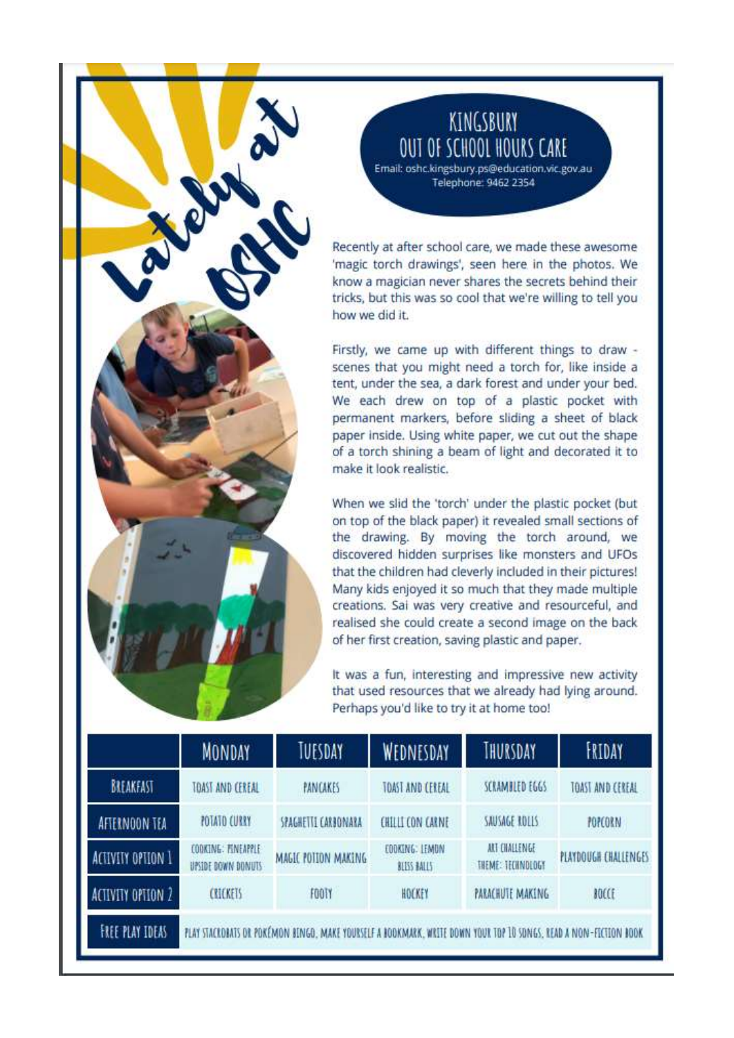# Lately at OSHC

## Kingsbury Out of School Hours Care

Email: oshc.kingsbury.ps@education.vic.gov.au
Telephone: 9462 2354

Recently at after school care, we made these awesome 'magic torch drawings', seen here in the photos. We know a magician never shares the secrets behind their tricks, but this was so cool that we're willing to tell you how we did it.

Firstly, we came up with different things to draw - scenes that you might need a torch for, like inside a tent, under the sea, a dark forest and under your bed. We each drew on top of a plastic pocket with permanent markers, before sliding a sheet of black paper inside. Using white paper, we cut out the shape of a torch shining a beam of light and decorated it to make it look realistic.

When we slid the 'torch' under the plastic pocket (but on top of the black paper) it revealed small sections of the drawing. By moving the torch around, we discovered hidden surprises like monsters and UFOs that the children had cleverly included in their pictures! Many kids enjoyed it so much that they made multiple creations. Sai was very creative and resourceful, and realised she could create a second image on the back of her first creation, saving plastic and paper.

It was a fun, interesting and impressive new activity that used resources that we already had lying around. Perhaps you'd like to try it at home too!

| | Monday | Tuesday | Wednesday | Thursday | Friday |
|---|---|---|---|---|---|
| Breakfast | Toast and cereal | Pancakes | Toast and cereal | Scrambled eggs | Toast and cereal |
| Afternoon Tea | Potato curry | Spaghetti carbonara | Chilli con carne | Sausage rolls | Popcorn |
| Activity Option 1 | Cooking: Pineapple upside down donuts | Magic potion making | Cooking: Lemon bliss balls | Art challenge Theme: Technology | Playdough challenges |
| Activity Option 2 | Crickets | Footy | Hockey | Parachute making | Bocce |
| Free Play Ideas | Play stackobats or Pokémon bingo, make yourself a bookmark, write down your top 10 songs, read a non-fiction book | | | | |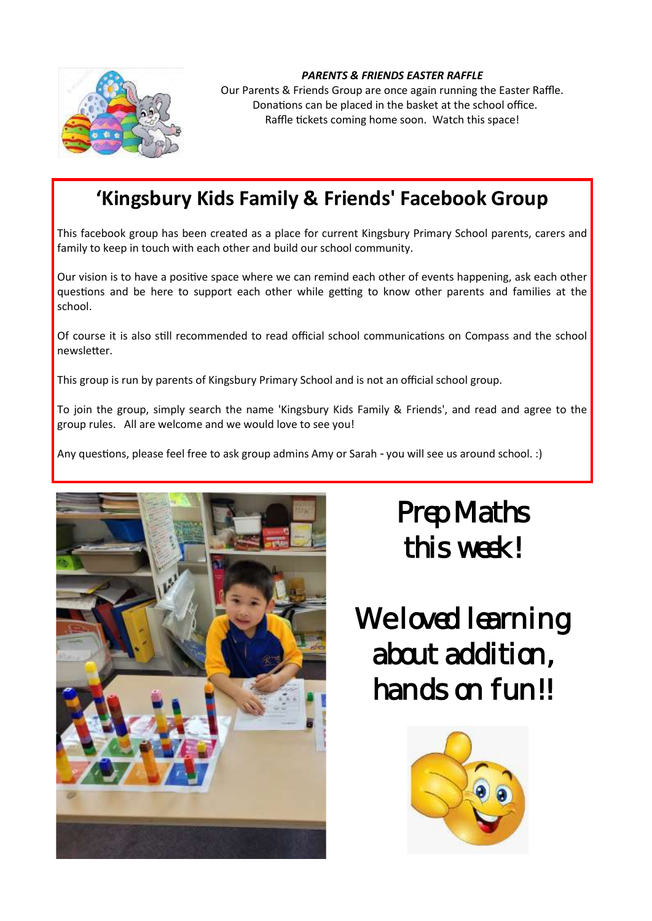***PARENTS & FRIENDS EASTER RAFFLE***

Our Parents & Friends Group are once again running the Easter Raffle.
Donations can be placed in the basket at the school office.
Raffle tickets coming home soon. Watch this space!

## 'Kingsbury Kids Family & Friends' Facebook Group

This facebook group has been created as a place for current Kingsbury Primary School parents, carers and family to keep in touch with each other and build our school community.

Our vision is to have a positive space where we can remind each other of events happening, ask each other questions and be here to support each other while getting to know other parents and families at the school.

Of course it is also still recommended to read official school communications on Compass and the school newsletter.

This group is run by parents of Kingsbury Primary School and is not an official school group.

To join the group, simply search the name 'Kingsbury Kids Family & Friends', and read and agree to the group rules. All are welcome and we would love to see you!

Any questions, please feel free to ask group admins Amy or Sarah - you will see us around school. :)

## Prep Maths this week!

## We loved learning about addition, hands on fun!!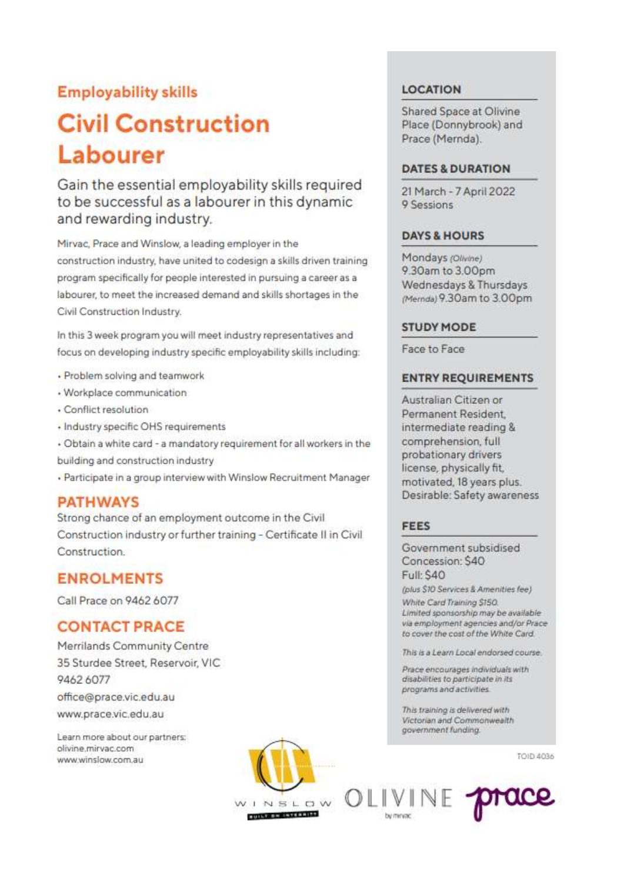## Employability skills

# Civil Construction Labourer

Gain the essential employability skills required to be successful as a labourer in this dynamic and rewarding industry.

Mirvac, Prace and Winslow, a leading employer in the construction industry, have united to codesign a skills driven training program specifically for people interested in pursuing a career as a labourer, to meet the increased demand and skills shortages in the Civil Construction Industry.

In this 3 week program you will meet industry representatives and focus on developing industry specific employability skills including:

- Problem solving and teamwork
- Workplace communication
- Conflict resolution
- Industry specific OHS requirements
- Obtain a white card - a mandatory requirement for all workers in the building and construction industry
- Participate in a group interview with Winslow Recruitment Manager

## PATHWAYS

Strong chance of an employment outcome in the Civil Construction industry or further training - Certificate II in Civil Construction.

## ENROLMENTS

Call Prace on 9462 6077

## CONTACT PRACE

Merrilands Community Centre
35 Sturdee Street, Reservoir, VIC
9462 6077
office@prace.vic.edu.au
www.prace.vic.edu.au

Learn more about our partners:
olivine.mirvac.com
www.winslow.com.au

### LOCATION

Shared Space at Olivine Place (Donnybrook) and Prace (Mernda).

### DATES & DURATION

21 March - 7 April 2022
9 Sessions

### DAYS & HOURS

Mondays *(Olivine)* 9.30am to 3.00pm
Wednesdays & Thursdays *(Mernda)* 9.30am to 3.00pm

### STUDY MODE

Face to Face

### ENTRY REQUIREMENTS

Australian Citizen or Permanent Resident, intermediate reading & comprehension, full probationary drivers license, physically fit, motivated, 18 years plus.
Desirable: Safety awareness

### FEES

Government subsidised
Concession: $40
Full: $40
*(plus $10 Services & Amenities fee)*
*White Card Training $150.*
*Limited sponsorship may be available via employment agencies and/or Prace to cover the cost of the White Card.*

*This is a Learn Local endorsed course.*

*Prace encourages individuals with disabilities to participate in its programs and activities.*

*This training is delivered with Victorian and Commonwealth government funding.*

TOID 4036

WINSLOW BUILT ON INTEGRITY · OLIVINE by mirvac · prace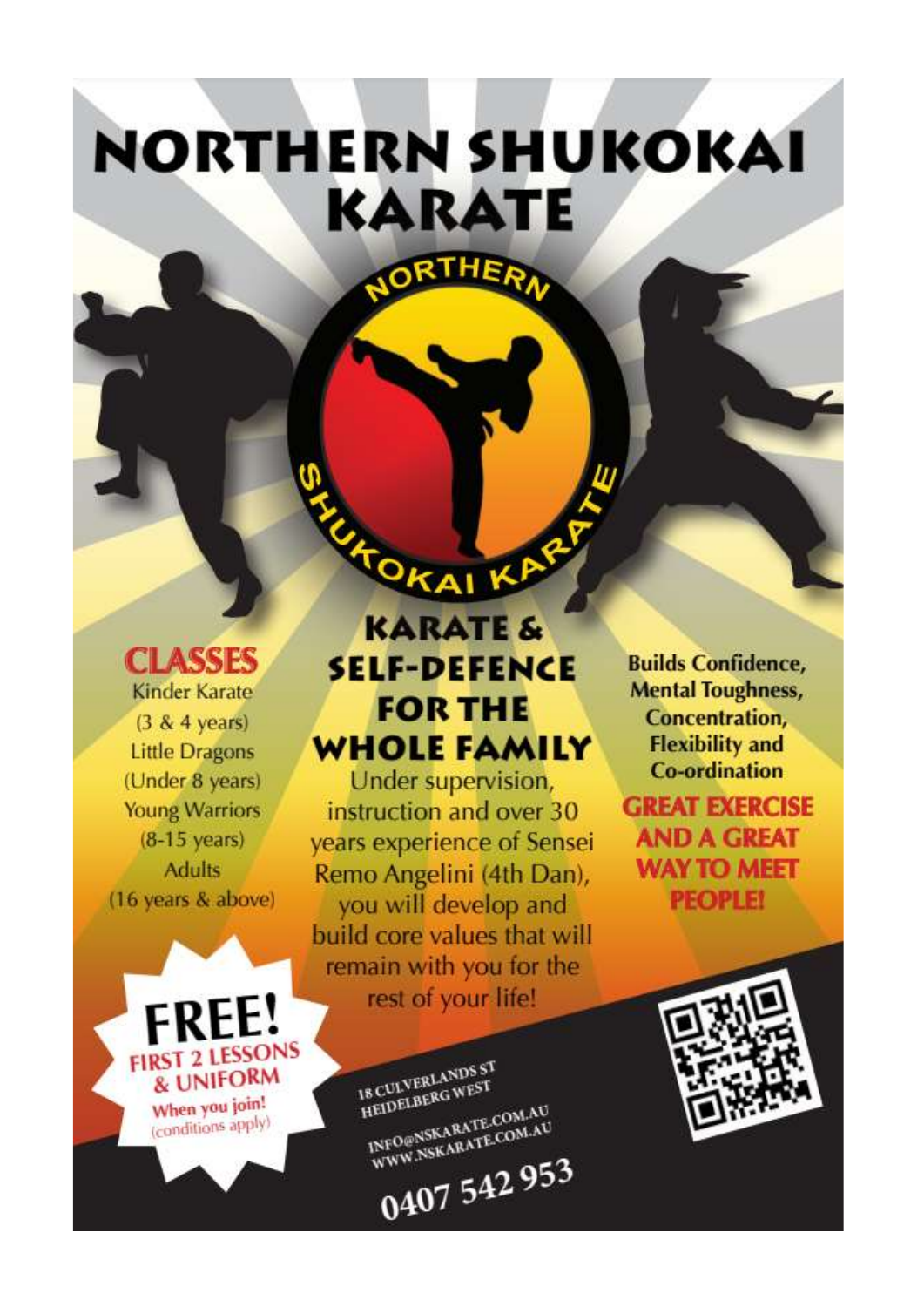# NORTHERN SHUKOKAI KARATE

NORTHERN SHUKOKAI KARATE

## CLASSES

Kinder Karate
(3 & 4 years)
Little Dragons
(Under 8 years)
Young Warriors
(8-15 years)
Adults
(16 years & above)

## KARATE & SELF-DEFENCE FOR THE WHOLE FAMILY

Under supervision, instruction and over 30 years experience of Sensei Remo Angelini (4th Dan), you will develop and build core values that will remain with you for the rest of your life!

**Builds Confidence, Mental Toughness, Concentration, Flexibility and Co-ordination**

**GREAT EXERCISE AND A GREAT WAY TO MEET PEOPLE!**

**FREE!**
**FIRST 2 LESSONS & UNIFORM**
When you join!
(conditions apply)

18 CULVERLANDS ST
HEIDELBERG WEST

INFO@NSKARATE.COM.AU
WWW.NSKARATE.COM.AU

0407 542 953